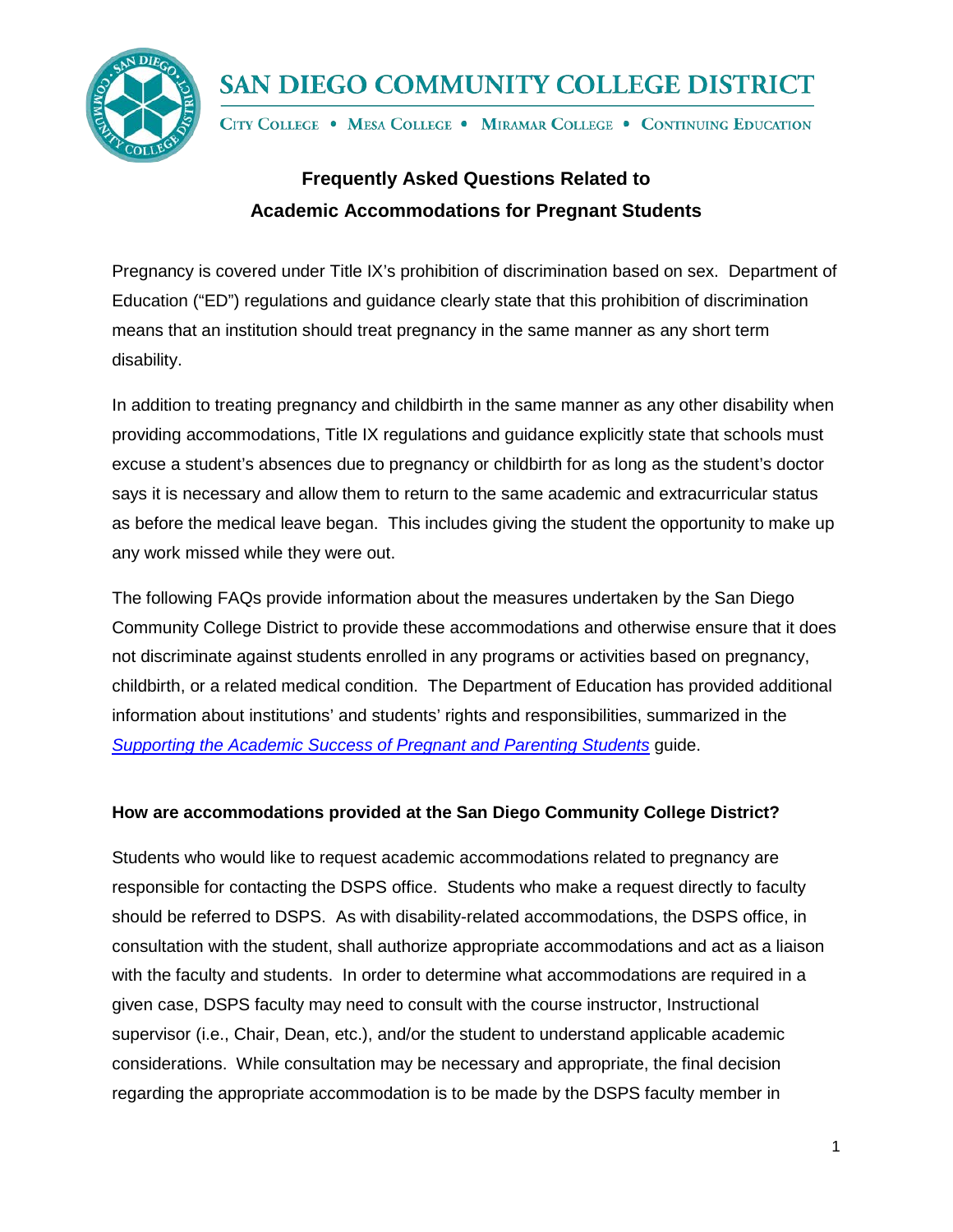# SAN DIEGO COMMUNITY COLLEGE DISTRICT

CITY COLLEGE • MESA COLLEGE • MIRAMAR COLLEGE • CONTINUING EDUCATION

## Frequently Asked Questions Related to Academic Accommodations for Pregnant Students

Pregnancy is covered under Title IX's prohibition of discrimination based on sex. Department of Education ("ED") regulations and guidance clearly state that this prohibition of discrimination means that an institution should treat pregnancy in the same manner as any short term disability.

In addition to treating pregnancy and childbirth in the same manner as any other disability when providing accommodations, Title IX regulations and guidance explicitly state that schools must excuse a student's absences due to pregnancy or childbirth for as long as the student's doctor says it is necessary and allow them to return to the same academic and extracurricular status as before the medical leave began. This includes giving the student the opportunity to make up any work missed while they were out.

The following FAQs provide information about the measures undertaken by the San Diego Community College District to provide these accommodations and otherwise ensure that it does not discriminate against students enrolled in any programs or activities based on pregnancy, childbirth, or a related medical condition. The Department of Education has provided additional information about institutions' and students' rights and responsibilities, summarized in the *Supporting the Academic Success of Pregnant and Parenting Students* guide.

### How are accommodations provided at the San Diego Community College District?

Students who would like to request academic accommodations related to pregnancy are responsible for contacting the DSPS office. Students who make a request directly to faculty should be referred to DSPS. As with disability-related accommodations, the DSPS office, in consultation with the student, shall authorize appropriate accommodations and act as a liaison with the faculty and students. In order to determine what accommodations are required in a given case, DSPS faculty may need to consult with the course instructor, Instructional supervisor (i.e., Chair, Dean, etc.), and/or the student to understand applicable academic considerations. While consultation may be necessary and appropriate, the final decision regarding the appropriate accommodation is to be made by the DSPS faculty member in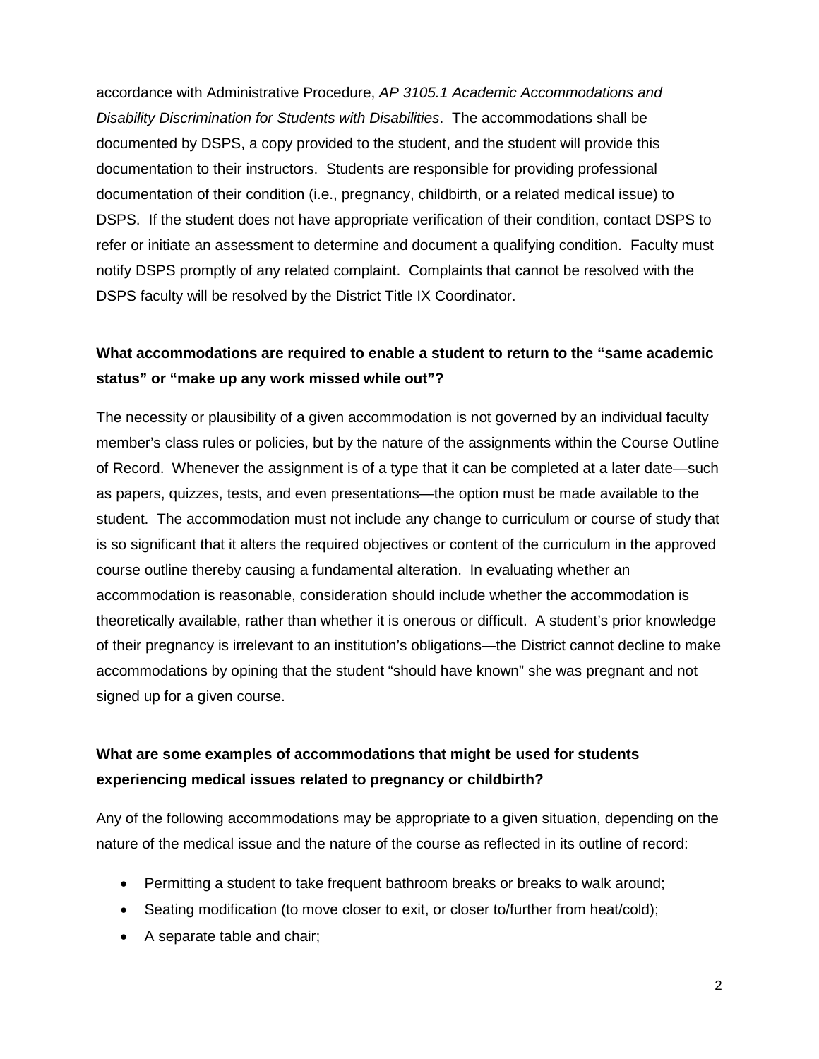accordance with Administrative Procedure, *AP 3105.1 Academic Accommodations and Disability Discrimination for Students with Disabilities*. The accommodations shall be documented by DSPS, a copy provided to the student, and the student will provide this documentation to their instructors. Students are responsible for providing professional documentation of their condition (i.e., pregnancy, childbirth, or a related medical issue) to DSPS. If the student does not have appropriate verification of their condition, contact DSPS to refer or initiate an assessment to determine and document a qualifying condition. Faculty must notify DSPS promptly of any related complaint. Complaints that cannot be resolved with the DSPS faculty will be resolved by the District Title IX Coordinator.

**What accommodations are required to enable a student to return to the "same academic status" or "make up any work missed while out"?**

The necessity or plausibility of a given accommodation is not governed by an individual faculty member's class rules or policies, but by the nature of the assignments within the Course Outline of Record. Whenever the assignment is of a type that it can be completed at a later date—such as papers, quizzes, tests, and even presentations—the option must be made available to the student. The accommodation must not include any change to curriculum or course of study that is so significant that it alters the required objectives or content of the curriculum in the approved course outline thereby causing a fundamental alteration. In evaluating whether an accommodation is reasonable, consideration should include whether the accommodation is theoretically available, rather than whether it is onerous or difficult. A student's prior knowledge of their pregnancy is irrelevant to an institution's obligations—the District cannot decline to make accommodations by opining that the student "should have known" she was pregnant and not signed up for a given course.

**What are some examples of accommodations that might be used for students experiencing medical issues related to pregnancy or childbirth?**

Any of the following accommodations may be appropriate to a given situation, depending on the nature of the medical issue and the nature of the course as reflected in its outline of record:

- Permitting a student to take frequent bathroom breaks or breaks to walk around;
- Seating modification (to move closer to exit, or closer to/further from heat/cold);
- A separate table and chair;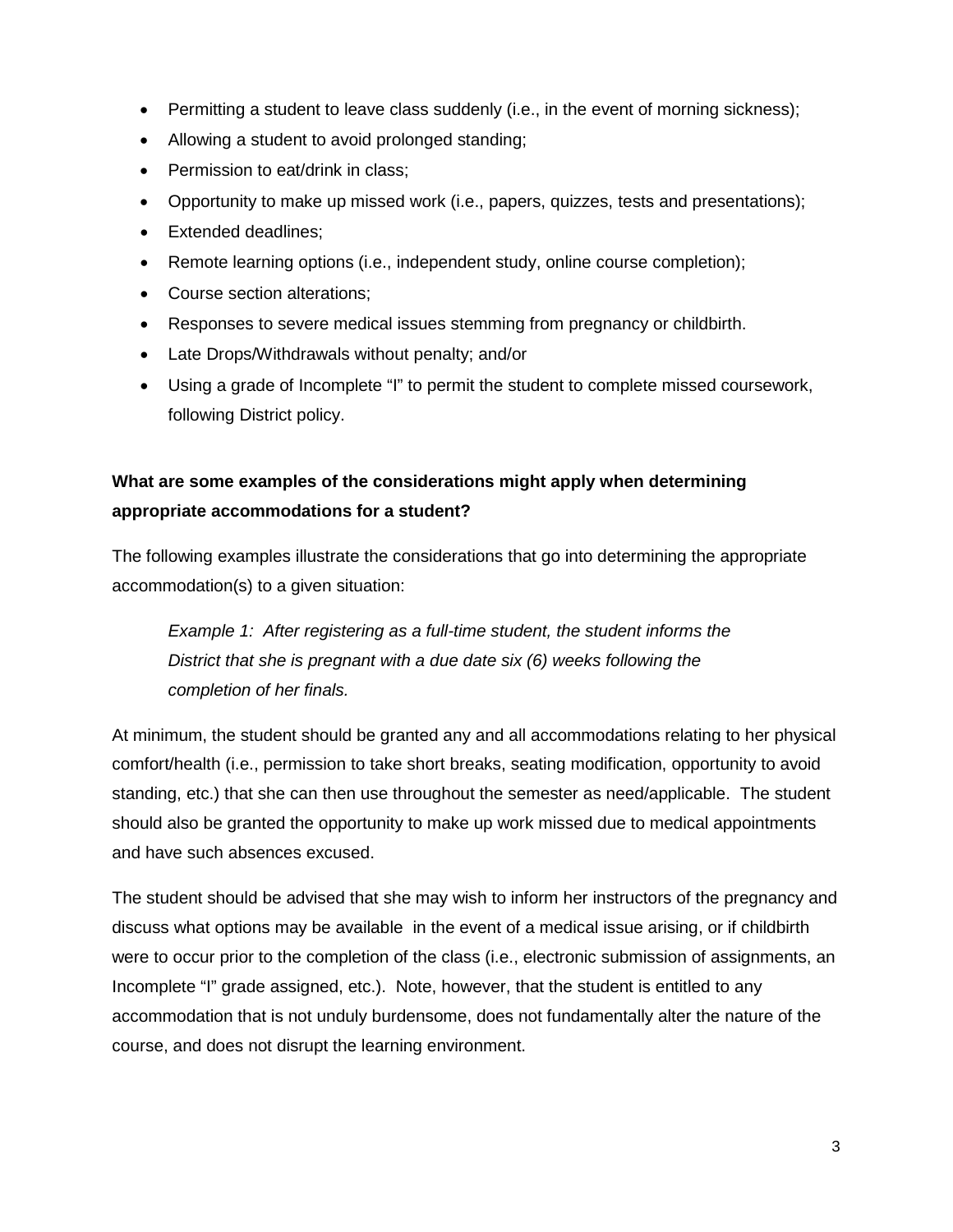- Permitting a student to leave class suddenly (i.e., in the event of morning sickness);
- Allowing a student to avoid prolonged standing;
- Permission to eat/drink in class;
- Opportunity to make up missed work (i.e., papers, quizzes, tests and presentations);
- Extended deadlines;
- Remote learning options (i.e., independent study, online course completion);
- Course section alterations;
- Responses to severe medical issues stemming from pregnancy or childbirth.
- Late Drops/Withdrawals without penalty; and/or
- Using a grade of Incomplete "I" to permit the student to complete missed coursework, following District policy.

**What are some examples of the considerations might apply when determining appropriate accommodations for a student?**

The following examples illustrate the considerations that go into determining the appropriate accommodation(s) to a given situation:

> *Example 1: After registering as a full-time student, the student informs the District that she is pregnant with a due date six (6) weeks following the completion of her finals.*

At minimum, the student should be granted any and all accommodations relating to her physical comfort/health (i.e., permission to take short breaks, seating modification, opportunity to avoid standing, etc.) that she can then use throughout the semester as need/applicable. The student should also be granted the opportunity to make up work missed due to medical appointments and have such absences excused.

The student should be advised that she may wish to inform her instructors of the pregnancy and discuss what options may be available in the event of a medical issue arising, or if childbirth were to occur prior to the completion of the class (i.e., electronic submission of assignments, an Incomplete "I" grade assigned, etc.). Note, however, that the student is entitled to any accommodation that is not unduly burdensome, does not fundamentally alter the nature of the course, and does not disrupt the learning environment.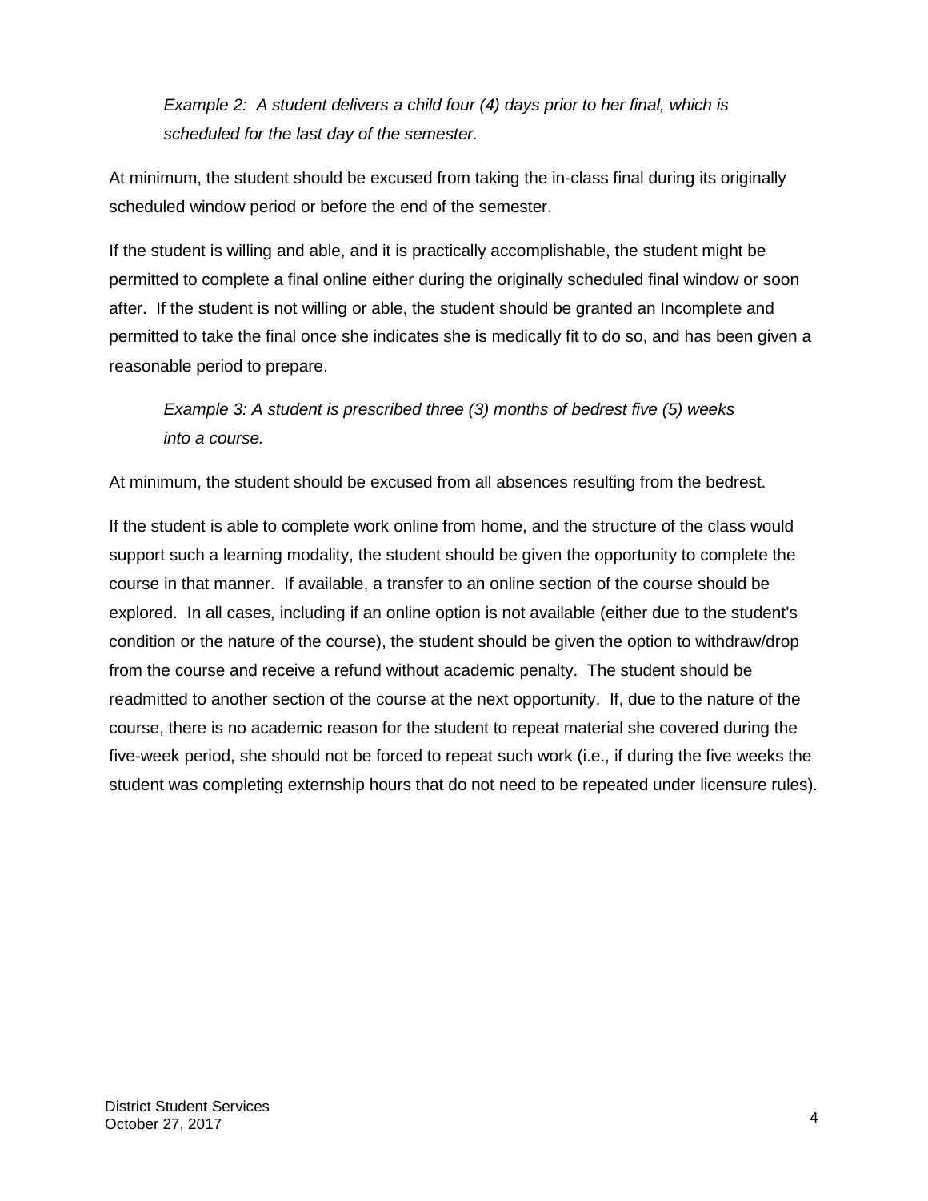*Example 2: A student delivers a child four (4) days prior to her final, which is scheduled for the last day of the semester.*

At minimum, the student should be excused from taking the in-class final during its originally scheduled window period or before the end of the semester.

If the student is willing and able, and it is practically accomplishable, the student might be permitted to complete a final online either during the originally scheduled final window or soon after. If the student is not willing or able, the student should be granted an Incomplete and permitted to take the final once she indicates she is medically fit to do so, and has been given a reasonable period to prepare.

*Example 3: A student is prescribed three (3) months of bedrest five (5) weeks into a course.*

At minimum, the student should be excused from all absences resulting from the bedrest.

If the student is able to complete work online from home, and the structure of the class would support such a learning modality, the student should be given the opportunity to complete the course in that manner. If available, a transfer to an online section of the course should be explored. In all cases, including if an online option is not available (either due to the student's condition or the nature of the course), the student should be given the option to withdraw/drop from the course and receive a refund without academic penalty. The student should be readmitted to another section of the course at the next opportunity. If, due to the nature of the course, there is no academic reason for the student to repeat material she covered during the five-week period, she should not be forced to repeat such work (i.e., if during the five weeks the student was completing externship hours that do not need to be repeated under licensure rules).